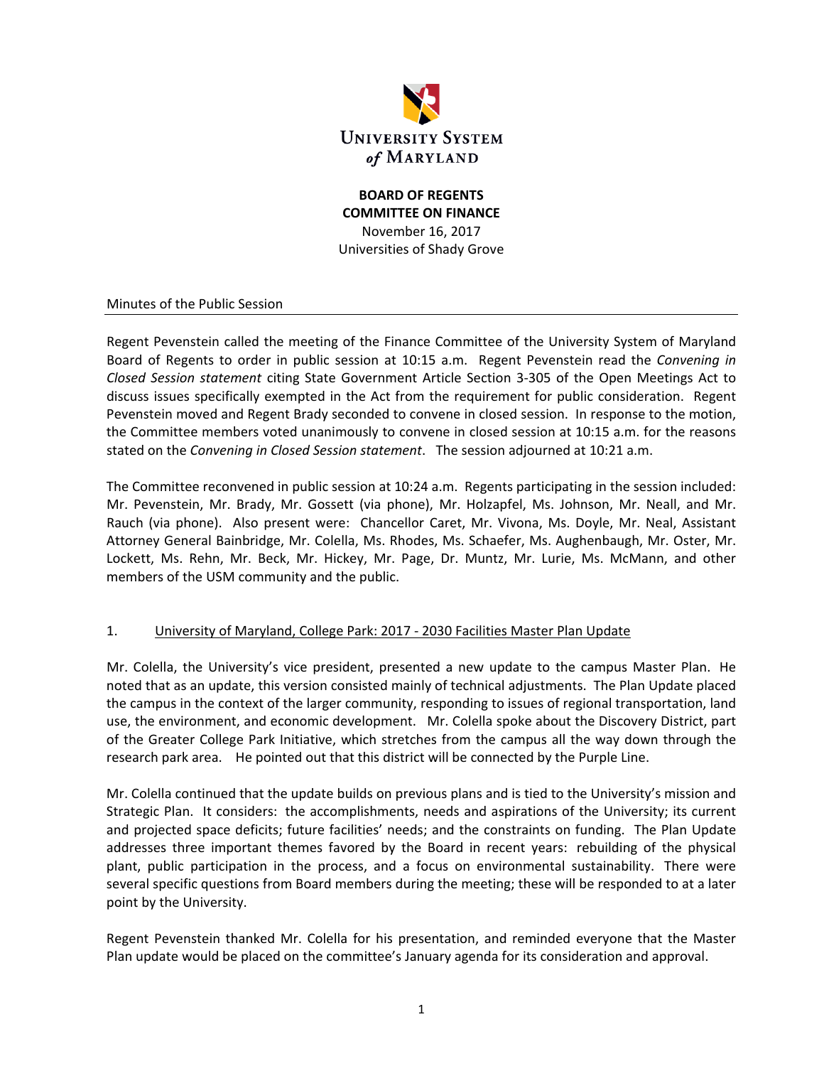**UNIVERSITY SYSTEM of MARYLAND**

**BOARD OF REGENTS**
**COMMITTEE ON FINANCE**
November 16, 2017
Universities of Shady Grove

Minutes of the Public Session

Regent Pevenstein called the meeting of the Finance Committee of the University System of Maryland Board of Regents to order in public session at 10:15 a.m. Regent Pevenstein read the *Convening in Closed Session statement* citing State Government Article Section 3-305 of the Open Meetings Act to discuss issues specifically exempted in the Act from the requirement for public consideration. Regent Pevenstein moved and Regent Brady seconded to convene in closed session. In response to the motion, the Committee members voted unanimously to convene in closed session at 10:15 a.m. for the reasons stated on the *Convening in Closed Session statement*. The session adjourned at 10:21 a.m.

The Committee reconvened in public session at 10:24 a.m. Regents participating in the session included: Mr. Pevenstein, Mr. Brady, Mr. Gossett (via phone), Mr. Holzapfel, Ms. Johnson, Mr. Neall, and Mr. Rauch (via phone). Also present were: Chancellor Caret, Mr. Vivona, Ms. Doyle, Mr. Neal, Assistant Attorney General Bainbridge, Mr. Colella, Ms. Rhodes, Ms. Schaefer, Ms. Aughenbaugh, Mr. Oster, Mr. Lockett, Ms. Rehn, Mr. Beck, Mr. Hickey, Mr. Page, Dr. Muntz, Mr. Lurie, Ms. McMann, and other members of the USM community and the public.

1. University of Maryland, College Park: 2017 - 2030 Facilities Master Plan Update

Mr. Colella, the University's vice president, presented a new update to the campus Master Plan. He noted that as an update, this version consisted mainly of technical adjustments. The Plan Update placed the campus in the context of the larger community, responding to issues of regional transportation, land use, the environment, and economic development. Mr. Colella spoke about the Discovery District, part of the Greater College Park Initiative, which stretches from the campus all the way down through the research park area. He pointed out that this district will be connected by the Purple Line.

Mr. Colella continued that the update builds on previous plans and is tied to the University's mission and Strategic Plan. It considers: the accomplishments, needs and aspirations of the University; its current and projected space deficits; future facilities' needs; and the constraints on funding. The Plan Update addresses three important themes favored by the Board in recent years: rebuilding of the physical plant, public participation in the process, and a focus on environmental sustainability. There were several specific questions from Board members during the meeting; these will be responded to at a later point by the University.

Regent Pevenstein thanked Mr. Colella for his presentation, and reminded everyone that the Master Plan update would be placed on the committee's January agenda for its consideration and approval.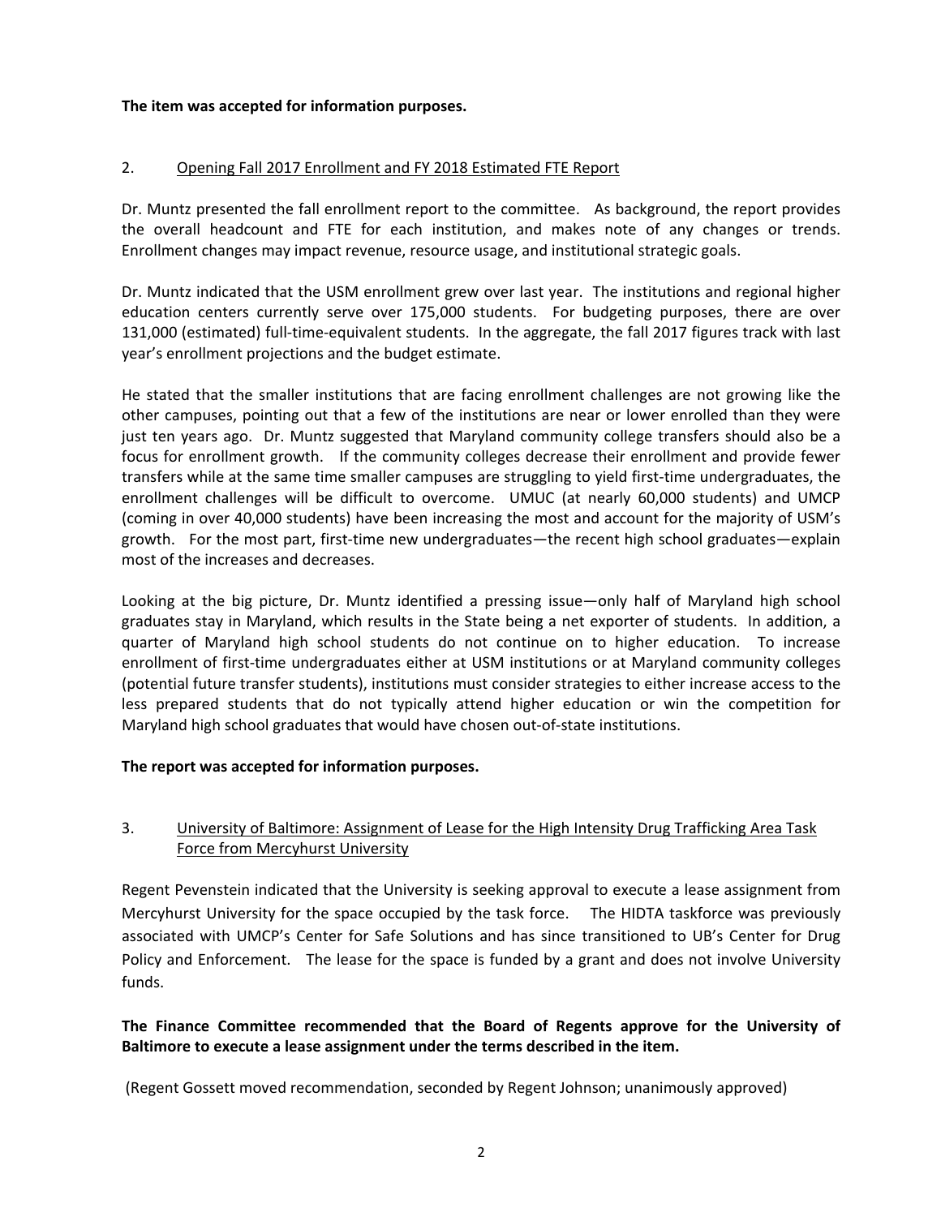**The item was accepted for information purposes.**

2. Opening Fall 2017 Enrollment and FY 2018 Estimated FTE Report

Dr. Muntz presented the fall enrollment report to the committee. As background, the report provides the overall headcount and FTE for each institution, and makes note of any changes or trends. Enrollment changes may impact revenue, resource usage, and institutional strategic goals.

Dr. Muntz indicated that the USM enrollment grew over last year. The institutions and regional higher education centers currently serve over 175,000 students. For budgeting purposes, there are over 131,000 (estimated) full-time-equivalent students. In the aggregate, the fall 2017 figures track with last year's enrollment projections and the budget estimate.

He stated that the smaller institutions that are facing enrollment challenges are not growing like the other campuses, pointing out that a few of the institutions are near or lower enrolled than they were just ten years ago. Dr. Muntz suggested that Maryland community college transfers should also be a focus for enrollment growth. If the community colleges decrease their enrollment and provide fewer transfers while at the same time smaller campuses are struggling to yield first-time undergraduates, the enrollment challenges will be difficult to overcome. UMUC (at nearly 60,000 students) and UMCP (coming in over 40,000 students) have been increasing the most and account for the majority of USM's growth. For the most part, first-time new undergraduates—the recent high school graduates—explain most of the increases and decreases.

Looking at the big picture, Dr. Muntz identified a pressing issue—only half of Maryland high school graduates stay in Maryland, which results in the State being a net exporter of students. In addition, a quarter of Maryland high school students do not continue on to higher education. To increase enrollment of first-time undergraduates either at USM institutions or at Maryland community colleges (potential future transfer students), institutions must consider strategies to either increase access to the less prepared students that do not typically attend higher education or win the competition for Maryland high school graduates that would have chosen out-of-state institutions.

**The report was accepted for information purposes.**

3. University of Baltimore: Assignment of Lease for the High Intensity Drug Trafficking Area Task Force from Mercyhurst University

Regent Pevenstein indicated that the University is seeking approval to execute a lease assignment from Mercyhurst University for the space occupied by the task force. The HIDTA taskforce was previously associated with UMCP's Center for Safe Solutions and has since transitioned to UB's Center for Drug Policy and Enforcement. The lease for the space is funded by a grant and does not involve University funds.

**The Finance Committee recommended that the Board of Regents approve for the University of Baltimore to execute a lease assignment under the terms described in the item.**

(Regent Gossett moved recommendation, seconded by Regent Johnson; unanimously approved)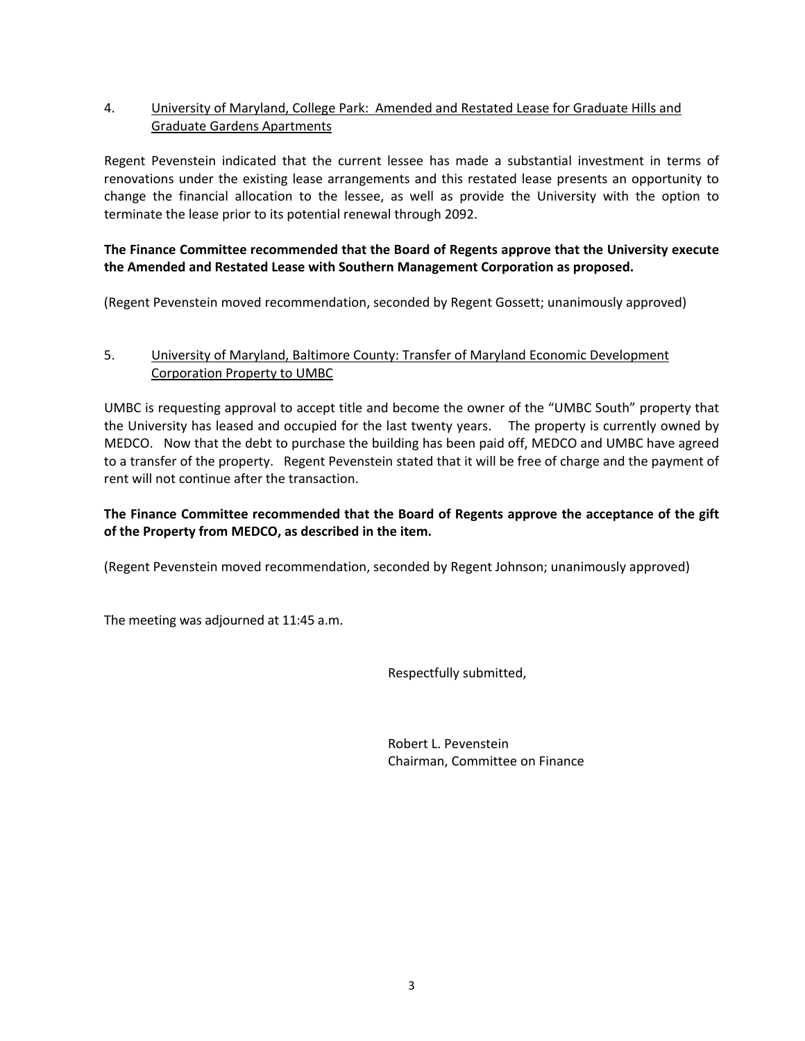4. <u>University of Maryland, College Park: Amended and Restated Lease for Graduate Hills and Graduate Gardens Apartments</u>

Regent Pevenstein indicated that the current lessee has made a substantial investment in terms of renovations under the existing lease arrangements and this restated lease presents an opportunity to change the financial allocation to the lessee, as well as provide the University with the option to terminate the lease prior to its potential renewal through 2092.

**The Finance Committee recommended that the Board of Regents approve that the University execute the Amended and Restated Lease with Southern Management Corporation as proposed.**

(Regent Pevenstein moved recommendation, seconded by Regent Gossett; unanimously approved)

5. <u>University of Maryland, Baltimore County: Transfer of Maryland Economic Development Corporation Property to UMBC</u>

UMBC is requesting approval to accept title and become the owner of the "UMBC South" property that the University has leased and occupied for the last twenty years. The property is currently owned by MEDCO. Now that the debt to purchase the building has been paid off, MEDCO and UMBC have agreed to a transfer of the property. Regent Pevenstein stated that it will be free of charge and the payment of rent will not continue after the transaction.

**The Finance Committee recommended that the Board of Regents approve the acceptance of the gift of the Property from MEDCO, as described in the item.**

(Regent Pevenstein moved recommendation, seconded by Regent Johnson; unanimously approved)

The meeting was adjourned at 11:45 a.m.

Respectfully submitted,

Robert L. Pevenstein
Chairman, Committee on Finance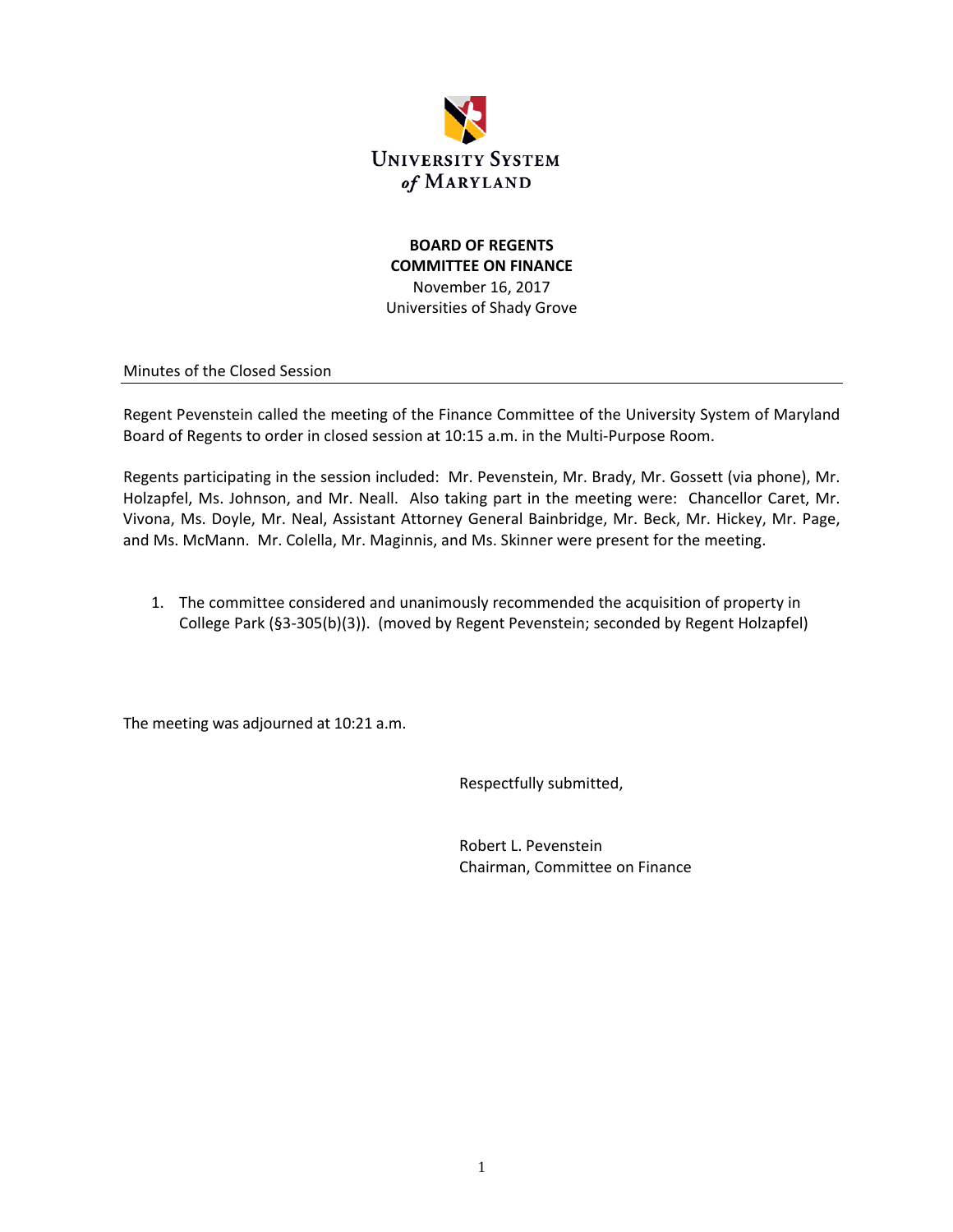UNIVERSITY SYSTEM of MARYLAND

**BOARD OF REGENTS**
**COMMITTEE ON FINANCE**
November 16, 2017
Universities of Shady Grove

Minutes of the Closed Session

Regent Pevenstein called the meeting of the Finance Committee of the University System of Maryland Board of Regents to order in closed session at 10:15 a.m. in the Multi-Purpose Room.

Regents participating in the session included: Mr. Pevenstein, Mr. Brady, Mr. Gossett (via phone), Mr. Holzapfel, Ms. Johnson, and Mr. Neall. Also taking part in the meeting were: Chancellor Caret, Mr. Vivona, Ms. Doyle, Mr. Neal, Assistant Attorney General Bainbridge, Mr. Beck, Mr. Hickey, Mr. Page, and Ms. McMann. Mr. Colella, Mr. Maginnis, and Ms. Skinner were present for the meeting.

1. The committee considered and unanimously recommended the acquisition of property in College Park (§3-305(b)(3)). (moved by Regent Pevenstein; seconded by Regent Holzapfel)

The meeting was adjourned at 10:21 a.m.

Respectfully submitted,

Robert L. Pevenstein
Chairman, Committee on Finance